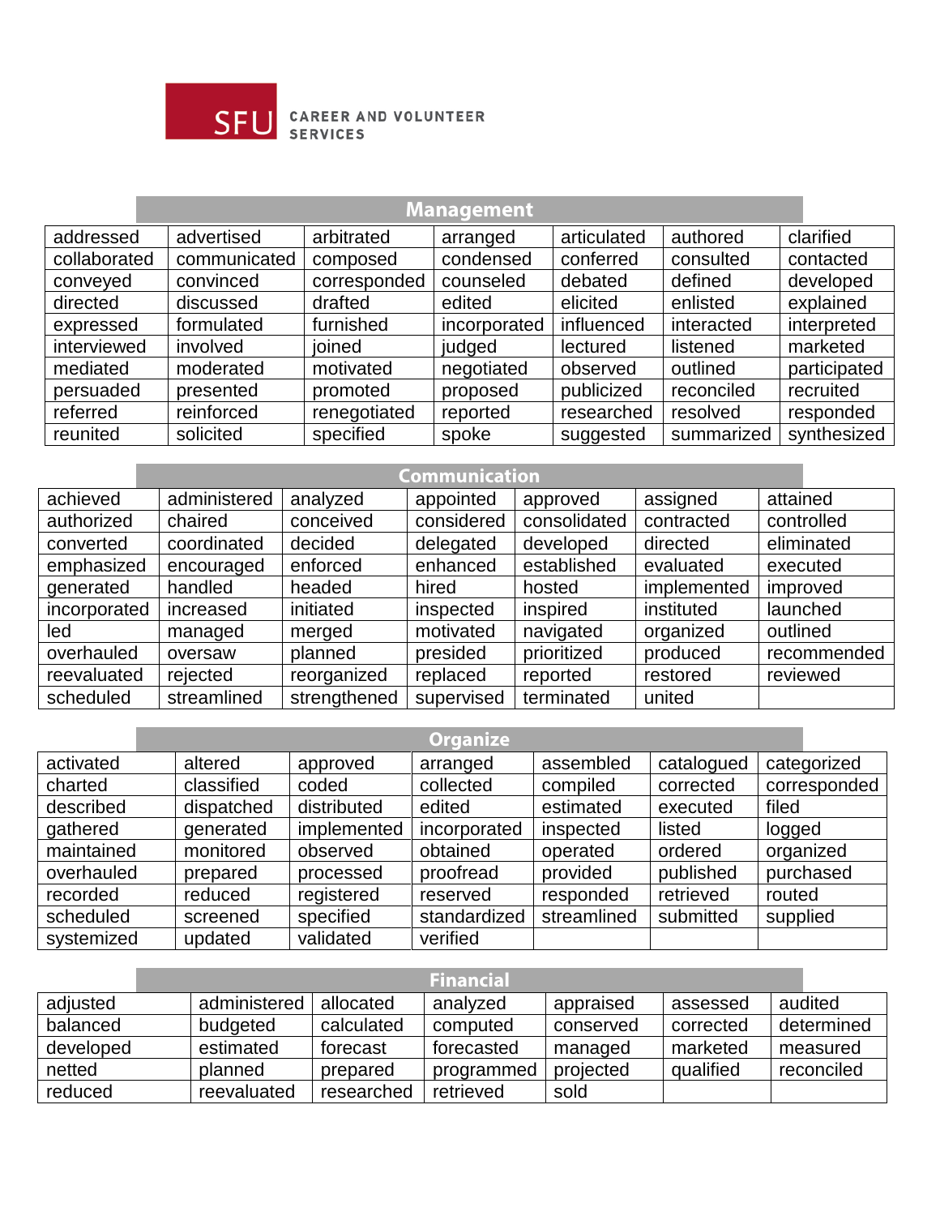SFU CAREER AND VOLUNTEER SERVICES

| Management | | | | | | |
|---|---|---|---|---|---|---|
| addressed | advertised | arbitrated | arranged | articulated | authored | clarified |
| collaborated | communicated | composed | condensed | conferred | consulted | contacted |
| conveyed | convinced | corresponded | counseled | debated | defined | developed |
| directed | discussed | drafted | edited | elicited | enlisted | explained |
| expressed | formulated | furnished | incorporated | influenced | interacted | interpreted |
| interviewed | involved | joined | judged | lectured | listened | marketed |
| mediated | moderated | motivated | negotiated | observed | outlined | participated |
| persuaded | presented | promoted | proposed | publicized | reconciled | recruited |
| referred | reinforced | renegotiated | reported | researched | resolved | responded |
| reunited | solicited | specified | spoke | suggested | summarized | synthesized |

| Communication | | | | | | |
|---|---|---|---|---|---|---|
| achieved | administered | analyzed | appointed | approved | assigned | attained |
| authorized | chaired | conceived | considered | consolidated | contracted | controlled |
| converted | coordinated | decided | delegated | developed | directed | eliminated |
| emphasized | encouraged | enforced | enhanced | established | evaluated | executed |
| generated | handled | headed | hired | hosted | implemented | improved |
| incorporated | increased | initiated | inspected | inspired | instituted | launched |
| led | managed | merged | motivated | navigated | organized | outlined |
| overhauled | oversaw | planned | presided | prioritized | produced | recommended |
| reevaluated | rejected | reorganized | replaced | reported | restored | reviewed |
| scheduled | streamlined | strengthened | supervised | terminated | united | |

| Organize | | | | | | |
|---|---|---|---|---|---|---|
| activated | altered | approved | arranged | assembled | catalogued | categorized |
| charted | classified | coded | collected | compiled | corrected | corresponded |
| described | dispatched | distributed | edited | estimated | executed | filed |
| gathered | generated | implemented | incorporated | inspected | listed | logged |
| maintained | monitored | observed | obtained | operated | ordered | organized |
| overhauled | prepared | processed | proofread | provided | published | purchased |
| recorded | reduced | registered | reserved | responded | retrieved | routed |
| scheduled | screened | specified | standardized | streamlined | submitted | supplied |
| systemized | updated | validated | verified | | | |

| Financial | | | | | | |
|---|---|---|---|---|---|---|
| adjusted | administered | allocated | analyzed | appraised | assessed | audited |
| balanced | budgeted | calculated | computed | conserved | corrected | determined |
| developed | estimated | forecast | forecasted | managed | marketed | measured |
| netted | planned | prepared | programmed | projected | qualified | reconciled |
| reduced | reevaluated | researched | retrieved | sold | | |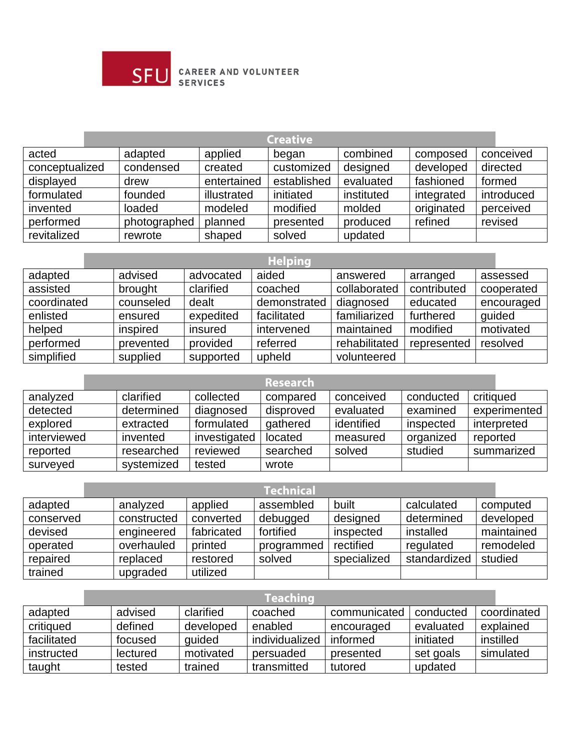## Creative

| | | | | | | |
|---|---|---|---|---|---|---|
| acted | adapted | applied | began | combined | composed | conceived |
| conceptualized | condensed | created | customized | designed | developed | directed |
| displayed | drew | entertained | established | evaluated | fashioned | formed |
| formulated | founded | illustrated | initiated | instituted | integrated | introduced |
| invented | loaded | modeled | modified | molded | originated | perceived |
| performed | photographed | planned | presented | produced | refined | revised |
| revitalized | rewrote | shaped | solved | updated | | |

## Helping

| | | | | | | |
|---|---|---|---|---|---|---|
| adapted | advised | advocated | aided | answered | arranged | assessed |
| assisted | brought | clarified | coached | collaborated | contributed | cooperated |
| coordinated | counseled | dealt | demonstrated | diagnosed | educated | encouraged |
| enlisted | ensured | expedited | facilitated | familiarized | furthered | guided |
| helped | inspired | insured | intervened | maintained | modified | motivated |
| performed | prevented | provided | referred | rehabilitated | represented | resolved |
| simplified | supplied | supported | upheld | volunteered | | |

## Research

| | | | | | | |
|---|---|---|---|---|---|---|
| analyzed | clarified | collected | compared | conceived | conducted | critiqued |
| detected | determined | diagnosed | disproved | evaluated | examined | experimented |
| explored | extracted | formulated | gathered | identified | inspected | interpreted |
| interviewed | invented | investigated | located | measured | organized | reported |
| reported | researched | reviewed | searched | solved | studied | summarized |
| surveyed | systemized | tested | wrote | | | |

## Technical

| | | | | | | |
|---|---|---|---|---|---|---|
| adapted | analyzed | applied | assembled | built | calculated | computed |
| conserved | constructed | converted | debugged | designed | determined | developed |
| devised | engineered | fabricated | fortified | inspected | installed | maintained |
| operated | overhauled | printed | programmed | rectified | regulated | remodeled |
| repaired | replaced | restored | solved | specialized | standardized | studied |
| trained | upgraded | utilized | | | | |

## Teaching

| | | | | | | |
|---|---|---|---|---|---|---|
| adapted | advised | clarified | coached | communicated | conducted | coordinated |
| critiqued | defined | developed | enabled | encouraged | evaluated | explained |
| facilitated | focused | guided | individualized | informed | initiated | instilled |
| instructed | lectured | motivated | persuaded | presented | set goals | simulated |
| taught | tested | trained | transmitted | tutored | updated | |